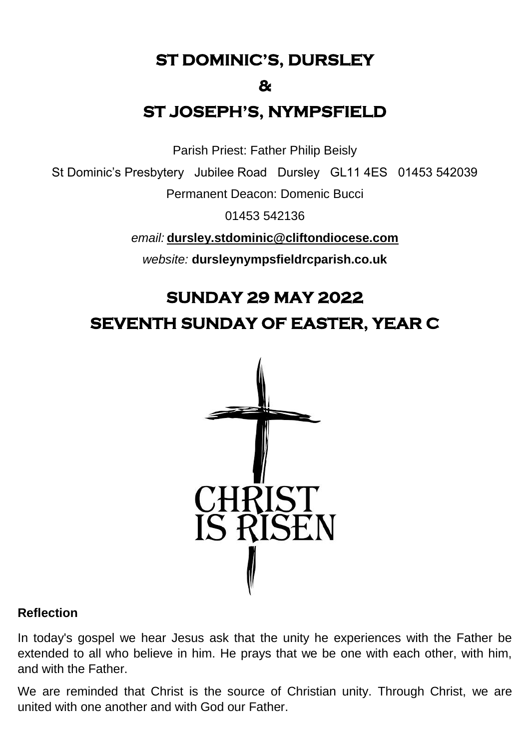# ST DOMINIC'S, DURSLEY

# &

# ST JOSEPH'S, NYMPSFIELD

Parish Priest: Father Philip Beisly

St Dominic's Presbytery Jubilee Road Dursley GL11 4ES 01453 542039

Permanent Deacon: Domenic Bucci

01453 542136

*email:* **dursley.stdominic@cliftondiocese.com**

*website:* **dursleynympsfieldrcparish.co.uk**

# SUNDAY 29 MAY 2022

# SEVENTH SUNDAY OF EASTER, YEAR C

CHRIST IS RISEN

**Reflection**

In today's gospel we hear Jesus ask that the unity he experiences with the Father be extended to all who believe in him. He prays that we be one with each other, with him, and with the Father.

We are reminded that Christ is the source of Christian unity. Through Christ, we are united with one another and with God our Father.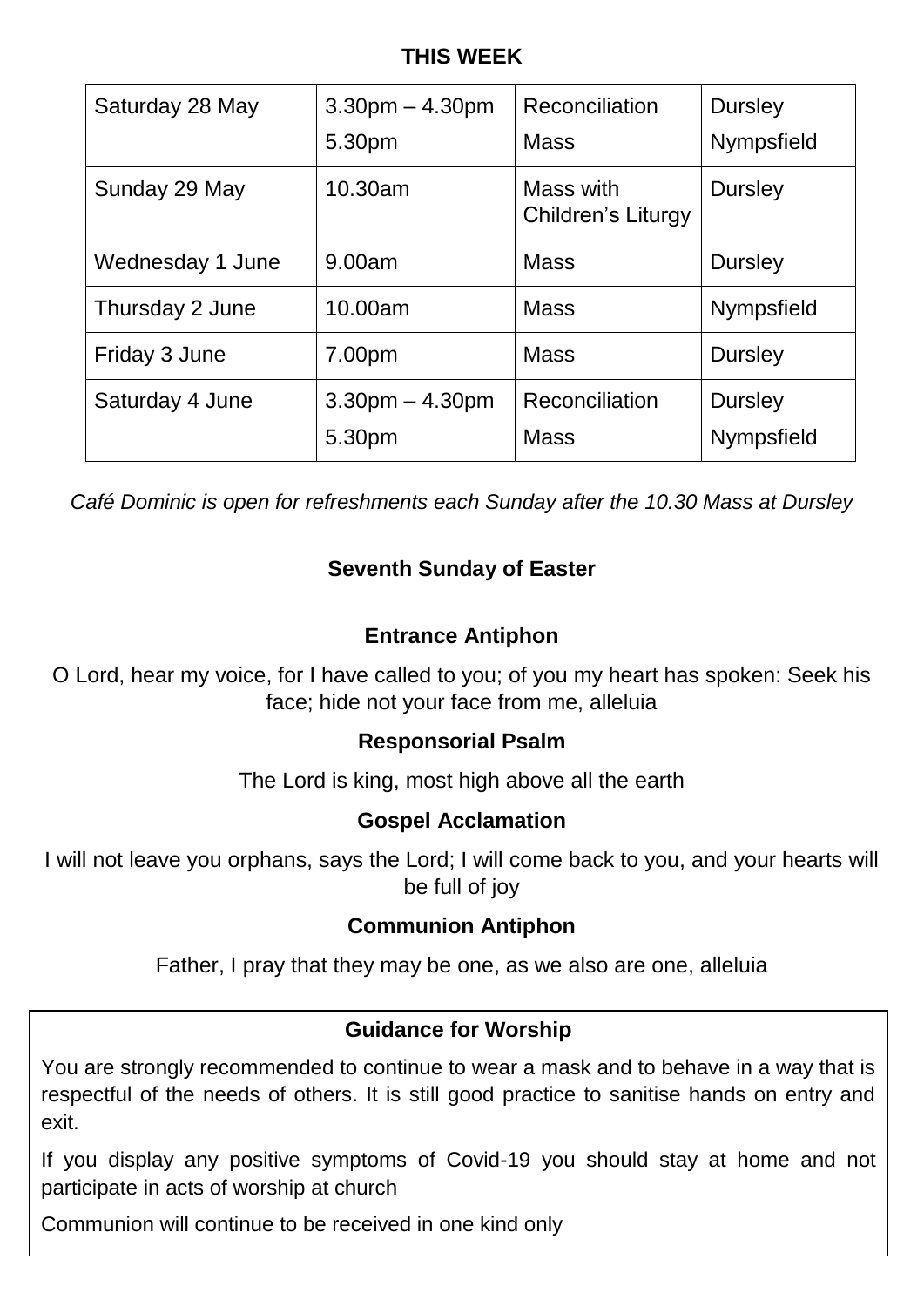**THIS WEEK**

| | | | |
|---|---|---|---|
| Saturday 28 May | 3.30pm – 4.30pm<br>5.30pm | Reconciliation<br>Mass | Dursley<br>Nympsfield |
| Sunday 29 May | 10.30am | Mass with Children's Liturgy | Dursley |
| Wednesday 1 June | 9.00am | Mass | Dursley |
| Thursday 2 June | 10.00am | Mass | Nympsfield |
| Friday 3 June | 7.00pm | Mass | Dursley |
| Saturday 4 June | 3.30pm – 4.30pm<br>5.30pm | Reconciliation<br>Mass | Dursley<br>Nympsfield |

*Café Dominic is open for refreshments each Sunday after the 10.30 Mass at Dursley*

## Seventh Sunday of Easter

### Entrance Antiphon

O Lord, hear my voice, for I have called to you; of you my heart has spoken: Seek his face; hide not your face from me, alleluia

### Responsorial Psalm

The Lord is king, most high above all the earth

### Gospel Acclamation

I will not leave you orphans, says the Lord; I will come back to you, and your hearts will be full of joy

### Communion Antiphon

Father, I pray that they may be one, as we also are one, alleluia

### Guidance for Worship

You are strongly recommended to continue to wear a mask and to behave in a way that is respectful of the needs of others. It is still good practice to sanitise hands on entry and exit.

If you display any positive symptoms of Covid-19 you should stay at home and not participate in acts of worship at church

Communion will continue to be received in one kind only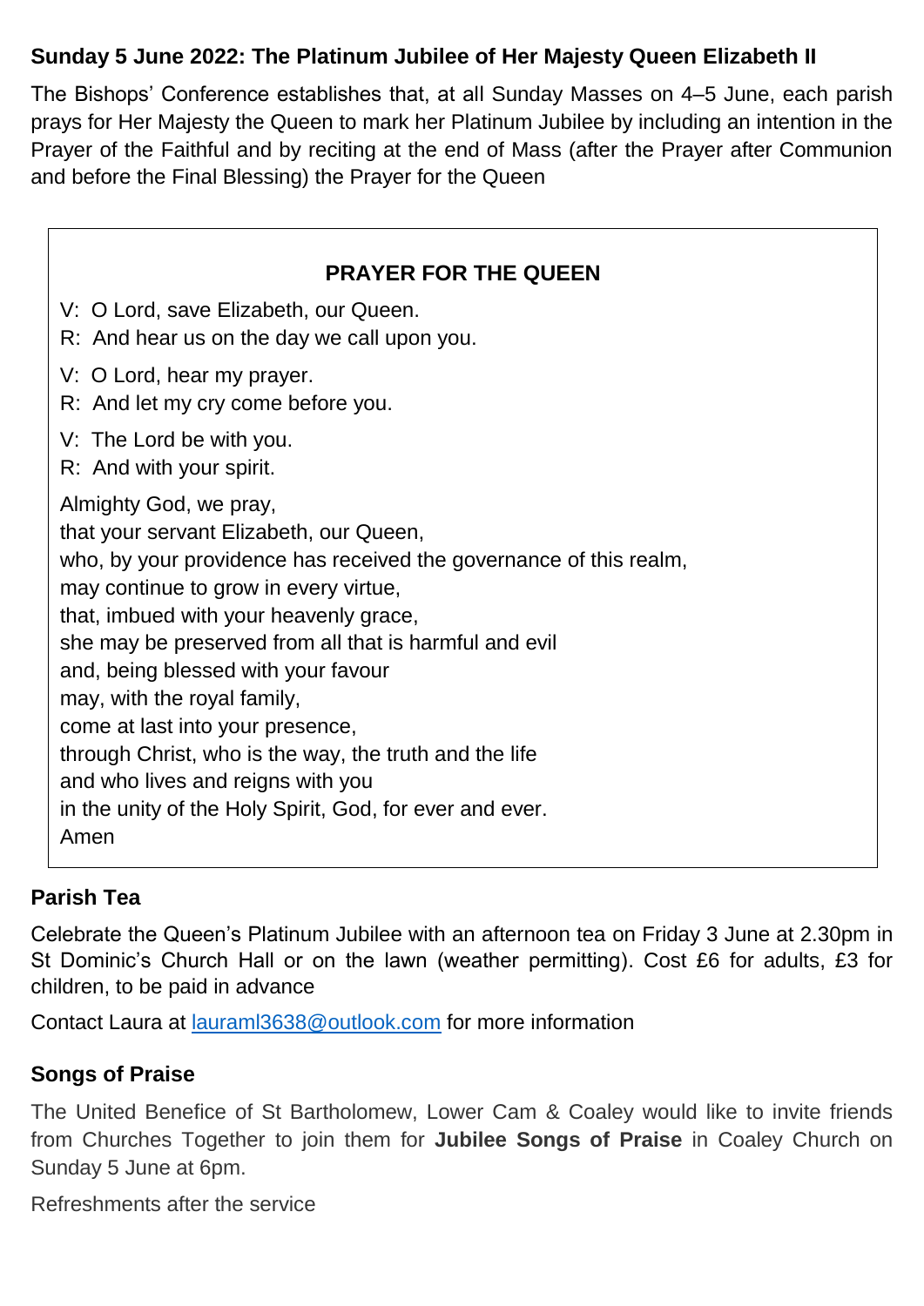**Sunday 5 June 2022: The Platinum Jubilee of Her Majesty Queen Elizabeth II**

The Bishops' Conference establishes that, at all Sunday Masses on 4–5 June, each parish prays for Her Majesty the Queen to mark her Platinum Jubilee by including an intention in the Prayer of the Faithful and by reciting at the end of Mass (after the Prayer after Communion and before the Final Blessing) the Prayer for the Queen

**PRAYER FOR THE QUEEN**

V: O Lord, save Elizabeth, our Queen.
R: And hear us on the day we call upon you.

V: O Lord, hear my prayer.
R: And let my cry come before you.

V: The Lord be with you.
R: And with your spirit.

Almighty God, we pray,
that your servant Elizabeth, our Queen,
who, by your providence has received the governance of this realm,
may continue to grow in every virtue,
that, imbued with your heavenly grace,
she may be preserved from all that is harmful and evil
and, being blessed with your favour
may, with the royal family,
come at last into your presence,
through Christ, who is the way, the truth and the life
and who lives and reigns with you
in the unity of the Holy Spirit, God, for ever and ever.
Amen

**Parish Tea**

Celebrate the Queen's Platinum Jubilee with an afternoon tea on Friday 3 June at 2.30pm in St Dominic's Church Hall or on the lawn (weather permitting). Cost £6 for adults, £3 for children, to be paid in advance

Contact Laura at lauraml3638@outlook.com for more information

**Songs of Praise**

The United Benefice of St Bartholomew, Lower Cam & Coaley would like to invite friends from Churches Together to join them for **Jubilee Songs of Praise** in Coaley Church on Sunday 5 June at 6pm.

Refreshments after the service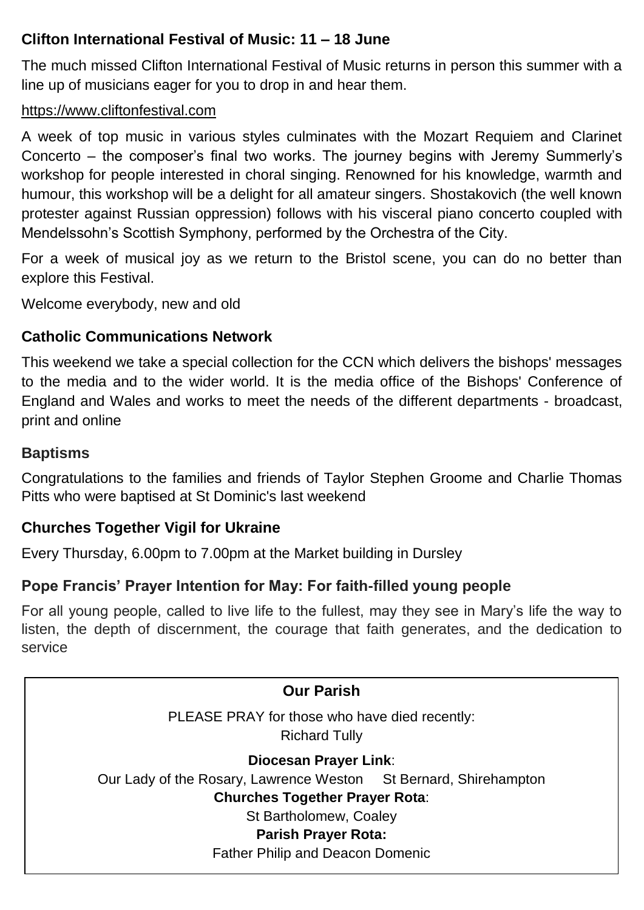### Clifton International Festival of Music: 11 – 18 June

The much missed Clifton International Festival of Music returns in person this summer with a line up of musicians eager for you to drop in and hear them.

https://www.cliftonfestival.com

A week of top music in various styles culminates with the Mozart Requiem and Clarinet Concerto – the composer's final two works. The journey begins with Jeremy Summerly's workshop for people interested in choral singing. Renowned for his knowledge, warmth and humour, this workshop will be a delight for all amateur singers. Shostakovich (the well known protester against Russian oppression) follows with his visceral piano concerto coupled with Mendelssohn's Scottish Symphony, performed by the Orchestra of the City.

For a week of musical joy as we return to the Bristol scene, you can do no better than explore this Festival.

Welcome everybody, new and old

### Catholic Communications Network

This weekend we take a special collection for the CCN which delivers the bishops' messages to the media and to the wider world. It is the media office of the Bishops' Conference of England and Wales and works to meet the needs of the different departments - broadcast, print and online

### Baptisms

Congratulations to the families and friends of Taylor Stephen Groome and Charlie Thomas Pitts who were baptised at St Dominic's last weekend

### Churches Together Vigil for Ukraine

Every Thursday, 6.00pm to 7.00pm at the Market building in Dursley

### Pope Francis' Prayer Intention for May: For faith-filled young people

For all young people, called to live life to the fullest, may they see in Mary's life the way to listen, the depth of discernment, the courage that faith generates, and the dedication to service

### Our Parish

PLEASE PRAY for those who have died recently:
Richard Tully

**Diocesan Prayer Link**:
Our Lady of the Rosary, Lawrence Weston     St Bernard, Shirehampton

**Churches Together Prayer Rota**:
St Bartholomew, Coaley

**Parish Prayer Rota:**
Father Philip and Deacon Domenic